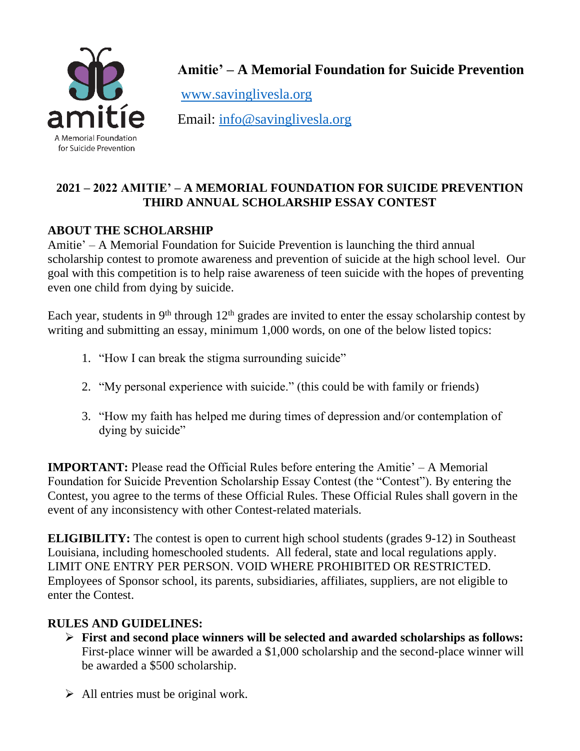amitíe

A Memorial Foundation for Suicide Prevention

**Amitie' – A Memorial Foundation for Suicide Prevention**

www.savinglivesla.org

Email: info@savinglivesla.org

## 2021 – 2022 AMITIE' – A MEMORIAL FOUNDATION FOR SUICIDE PREVENTION THIRD ANNUAL SCHOLARSHIP ESSAY CONTEST

### ABOUT THE SCHOLARSHIP

Amitie' – A Memorial Foundation for Suicide Prevention is launching the third annual scholarship contest to promote awareness and prevention of suicide at the high school level. Our goal with this competition is to help raise awareness of teen suicide with the hopes of preventing even one child from dying by suicide.

Each year, students in 9th through 12th grades are invited to enter the essay scholarship contest by writing and submitting an essay, minimum 1,000 words, on one of the below listed topics:

1. "How I can break the stigma surrounding suicide"
2. "My personal experience with suicide." (this could be with family or friends)
3. "How my faith has helped me during times of depression and/or contemplation of dying by suicide"

**IMPORTANT:** Please read the Official Rules before entering the Amitie' – A Memorial Foundation for Suicide Prevention Scholarship Essay Contest (the "Contest"). By entering the Contest, you agree to the terms of these Official Rules. These Official Rules shall govern in the event of any inconsistency with other Contest-related materials.

**ELIGIBILITY:** The contest is open to current high school students (grades 9-12) in Southeast Louisiana, including homeschooled students. All federal, state and local regulations apply. LIMIT ONE ENTRY PER PERSON. VOID WHERE PROHIBITED OR RESTRICTED. Employees of Sponsor school, its parents, subsidiaries, affiliates, suppliers, are not eligible to enter the Contest.

### RULES AND GUIDELINES:

- **First and second place winners will be selected and awarded scholarships as follows:** First-place winner will be awarded a $1,000 scholarship and the second-place winner will be awarded a $500 scholarship.
- All entries must be original work.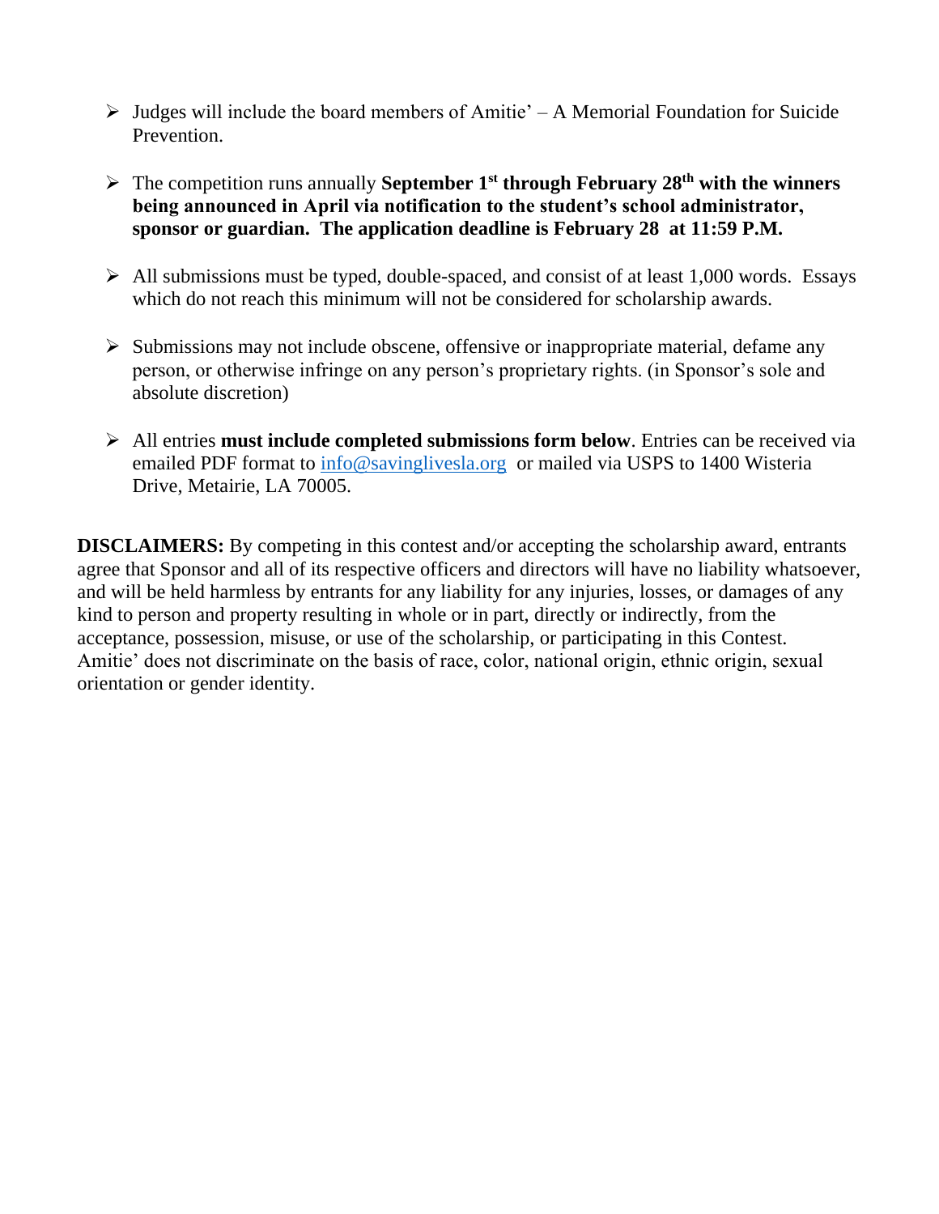- Judges will include the board members of Amitie' – A Memorial Foundation for Suicide Prevention.

- The competition runs annually **September 1st through February 28th with the winners being announced in April via notification to the student's school administrator, sponsor or guardian. The application deadline is February 28 at 11:59 P.M.**

- All submissions must be typed, double-spaced, and consist of at least 1,000 words. Essays which do not reach this minimum will not be considered for scholarship awards.

- Submissions may not include obscene, offensive or inappropriate material, defame any person, or otherwise infringe on any person's proprietary rights. (in Sponsor's sole and absolute discretion)

- All entries **must include completed submissions form below**. Entries can be received via emailed PDF format to info@savinglivesla.org or mailed via USPS to 1400 Wisteria Drive, Metairie, LA 70005.

**DISCLAIMERS:** By competing in this contest and/or accepting the scholarship award, entrants agree that Sponsor and all of its respective officers and directors will have no liability whatsoever, and will be held harmless by entrants for any liability for any injuries, losses, or damages of any kind to person and property resulting in whole or in part, directly or indirectly, from the acceptance, possession, misuse, or use of the scholarship, or participating in this Contest. Amitie' does not discriminate on the basis of race, color, national origin, ethnic origin, sexual orientation or gender identity.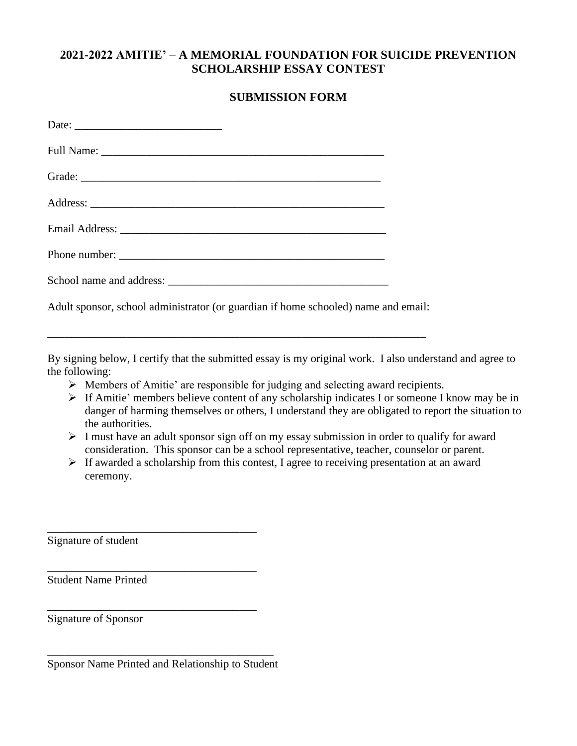## 2021-2022 AMITIE' – A MEMORIAL FOUNDATION FOR SUICIDE PREVENTION SCHOLARSHIP ESSAY CONTEST

### SUBMISSION FORM

Date: ___________________________

Full Name: ____________________________________________________

Grade: _______________________________________________________

Address: _____________________________________________________

Email Address: _________________________________________________

Phone number: _________________________________________________

School name and address: ________________________________________

Adult sponsor, school administrator (or guardian if home schooled) name and email:

______________________________________________________________________

By signing below, I certify that the submitted essay is my original work. I also understand and agree to the following:

- Members of Amitie' are responsible for judging and selecting award recipients.
- If Amitie' members believe content of any scholarship indicates I or someone I know may be in danger of harming themselves or others, I understand they are obligated to report the situation to the authorities.
- I must have an adult sponsor sign off on my essay submission in order to qualify for award consideration. This sponsor can be a school representative, teacher, counselor or parent.
- If awarded a scholarship from this contest, I agree to receiving presentation at an award ceremony.

______________________________________
Signature of student

______________________________________
Student Name Printed

______________________________________
Signature of Sponsor

_________________________________________
Sponsor Name Printed and Relationship to Student